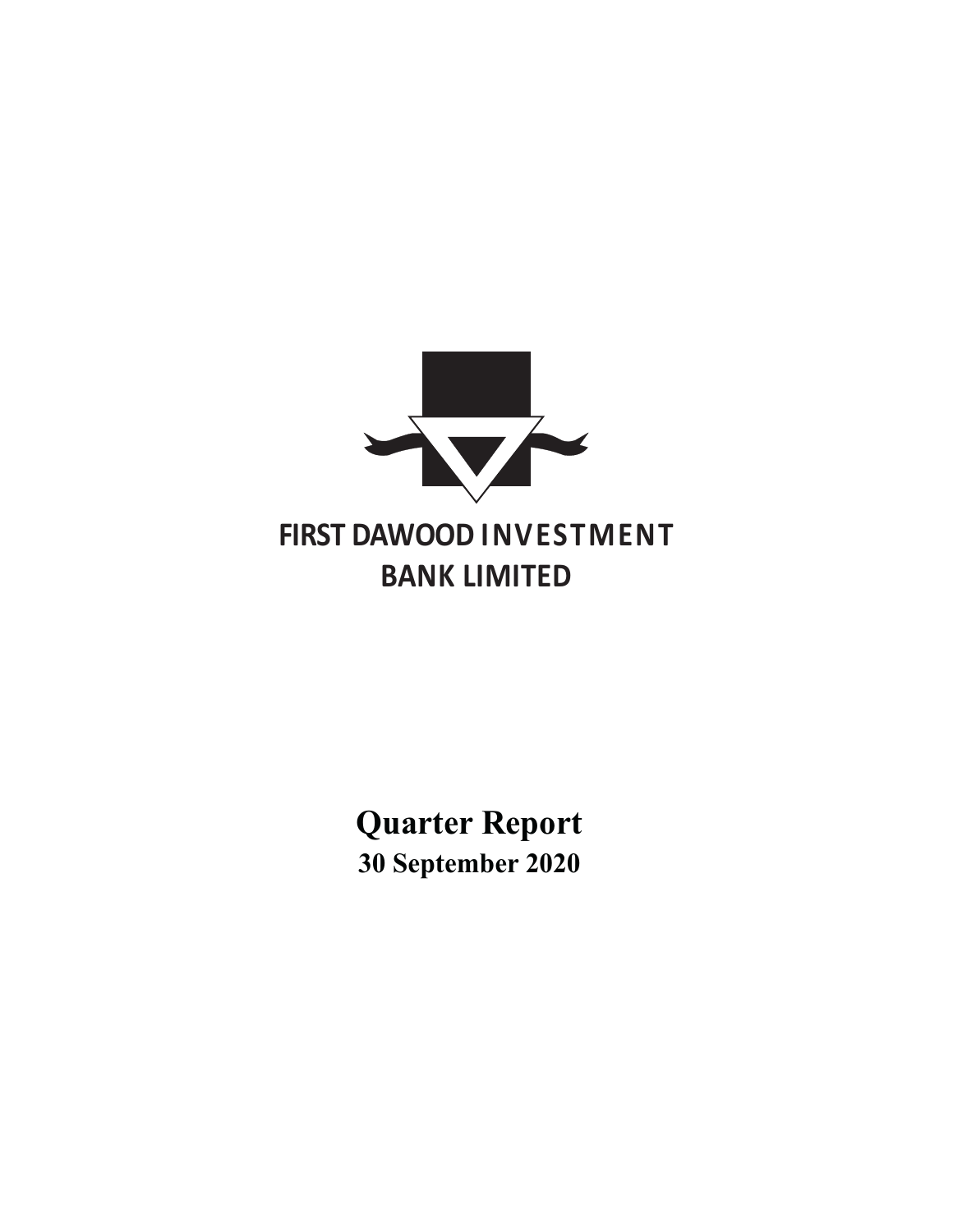# FIRST DAWOOD INVESTMENT BANK LIMITED

## Quarter Report

**30 September 2020**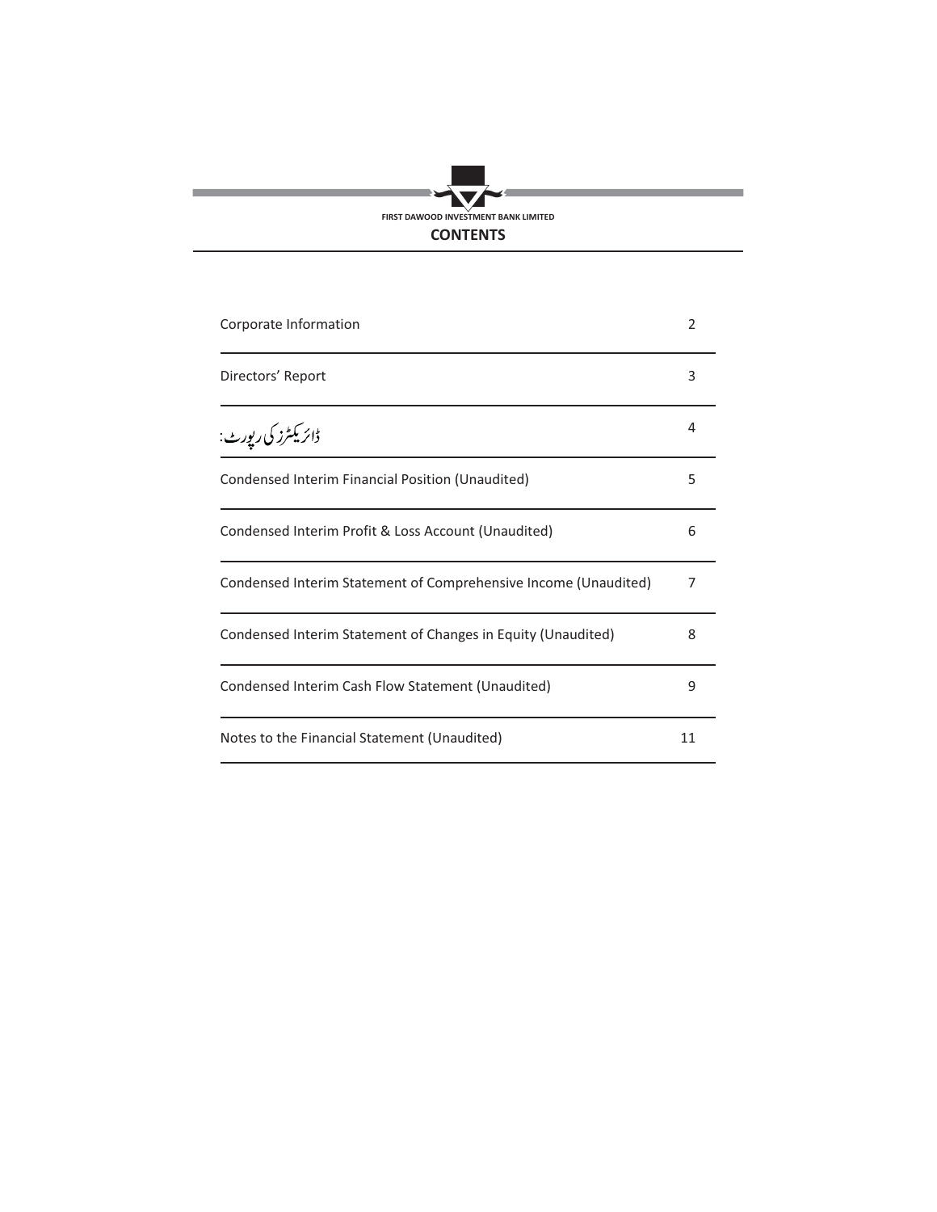FIRST DAWOOD INVESTMENT BANK LIMITED

# CONTENTS

| | |
|---|---|
| Corporate Information | 2 |
| Directors' Report | 3 |
| ڈائریکٹرز کی رپورٹ: | 4 |
| Condensed Interim Financial Position (Unaudited) | 5 |
| Condensed Interim Profit & Loss Account (Unaudited) | 6 |
| Condensed Interim Statement of Comprehensive Income (Unaudited) | 7 |
| Condensed Interim Statement of Changes in Equity (Unaudited) | 8 |
| Condensed Interim Cash Flow Statement (Unaudited) | 9 |
| Notes to the Financial Statement (Unaudited) | 11 |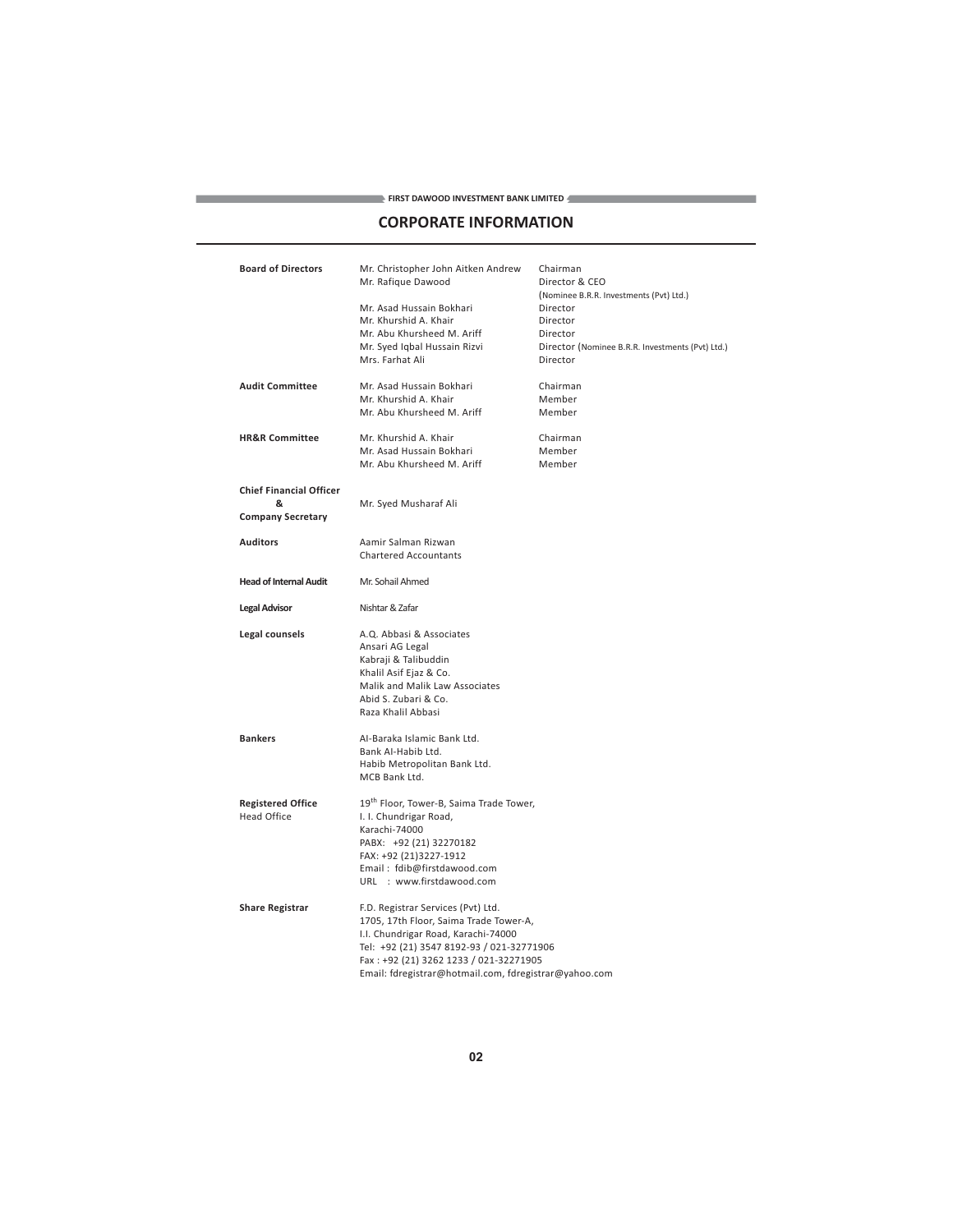# CORPORATE INFORMATION

| | | |
|---|---|---|
| **Board of Directors** | Mr. Christopher John Aitken Andrew | Chairman |
| | Mr. Rafique Dawood | Director & CEO (Nominee B.R.R. Investments (Pvt) Ltd.) |
| | Mr. Asad Hussain Bokhari | Director |
| | Mr. Khurshid A. Khair | Director |
| | Mr. Abu Khursheed M. Ariff | Director |
| | Mr. Syed Iqbal Hussain Rizvi | Director (Nominee B.R.R. Investments (Pvt) Ltd.) |
| | Mrs. Farhat Ali | Director |
| **Audit Committee** | Mr. Asad Hussain Bokhari | Chairman |
| | Mr. Khurshid A. Khair | Member |
| | Mr. Abu Khursheed M. Ariff | Member |
| **HR&R Committee** | Mr. Khurshid A. Khair | Chairman |
| | Mr. Asad Hussain Bokhari | Member |
| | Mr. Abu Khursheed M. Ariff | Member |

**Chief Financial Officer & Company Secretary**
Mr. Syed Musharaf Ali

**Auditors**
Aamir Salman Rizwan
Chartered Accountants

**Head of Internal Audit**
Mr. Sohail Ahmed

**Legal Advisor**
Nishtar & Zafar

**Legal counsels**
A.Q. Abbasi & Associates
Ansari AG Legal
Kabraji & Talibuddin
Khalil Asif Ejaz & Co.
Malik and Malik Law Associates
Abid S. Zubari & Co.
Raza Khalil Abbasi

**Bankers**
Al-Baraka Islamic Bank Ltd.
Bank Al-Habib Ltd.
Habib Metropolitan Bank Ltd.
MCB Bank Ltd.

**Registered Office**
Head Office
19th Floor, Tower-B, Saima Trade Tower,
I. I. Chundrigar Road,
Karachi-74000
PABX: +92 (21) 32270182
FAX: +92 (21)3227-1912
Email : fdib@firstdawood.com
URL : www.firstdawood.com

**Share Registrar**
F.D. Registrar Services (Pvt) Ltd.
1705, 17th Floor, Saima Trade Tower-A,
I.I. Chundrigar Road, Karachi-74000
Tel: +92 (21) 3547 8192-93 / 021-32771906
Fax : +92 (21) 3262 1233 / 021-32271905
Email: fdregistrar@hotmail.com, fdregistrar@yahoo.com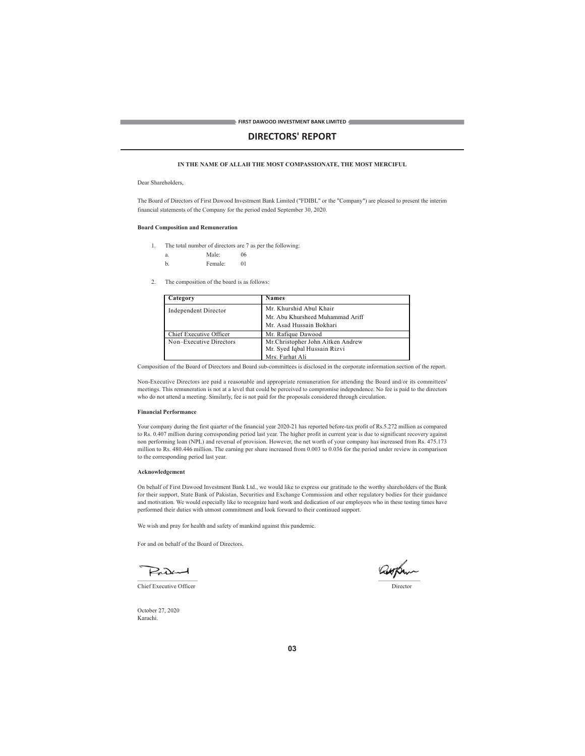# DIRECTORS' REPORT

**IN THE NAME OF ALLAH THE MOST COMPASSIONATE, THE MOST MERCIFUL**

Dear Shareholders,

The Board of Directors of First Dawood Investment Bank Limited ("FDIBL" or the "Company") are pleased to present the interim financial statements of the Company for the period ended September 30, 2020.

**Board Composition and Remuneration**

1. The total number of directors are 7 as per the following:
   a. Male: 06
   b. Female: 01

2. The composition of the board is as follows:

| Category | Names |
|---|---|
| Independent Director | Mr. Khurshid Abul Khair<br>Mr. Abu Khursheed Muhammad Ariff<br>Mr. Asad Hussain Bokhari |
| Chief Executive Officer | Mr. Rafique Dawood |
| Non–Executive Directors | Mr.Christopher John Aitken Andrew<br>Mr. Syed Iqbal Hussain Rizvi<br>Mrs. Farhat Ali |

Composition of the Board of Directors and Board sub-committees is disclosed in the corporate information section of the report.

Non-Executive Directors are paid a reasonable and appropriate remuneration for attending the Board and/or its committees' meetings. This remuneration is not at a level that could be perceived to compromise independence. No fee is paid to the directors who do not attend a meeting. Similarly, fee is not paid for the proposals considered through circulation.

**Financial Performance**

Your company during the first quarter of the financial year 2020-21 has reported before-tax profit of Rs.5.272 million as compared to Rs. 0.407 million during corresponding period last year. The higher profit in current year is due to significant recovery against non performing loan (NPL) and reversal of provision. However, the net worth of your company has increased from Rs. 475.173 million to Rs. 480.446 million. The earning per share increased from 0.003 to 0.036 for the period under review in comparison to the corresponding period last year.

**Acknowledgement**

On behalf of First Dawood Investment Bank Ltd., we would like to express our gratitude to the worthy shareholders of the Bank for their support, State Bank of Pakistan, Securities and Exchange Commission and other regulatory bodies for their guidance and motivation. We would especially like to recognize hard work and dedication of our employees who in these testing times have performed their duties with utmost commitment and look forward to their continued support.

We wish and pray for health and safety of mankind against this pandemic.

For and on behalf of the Board of Directors.

Chief Executive Officer

Director

October 27, 2020
Karachi.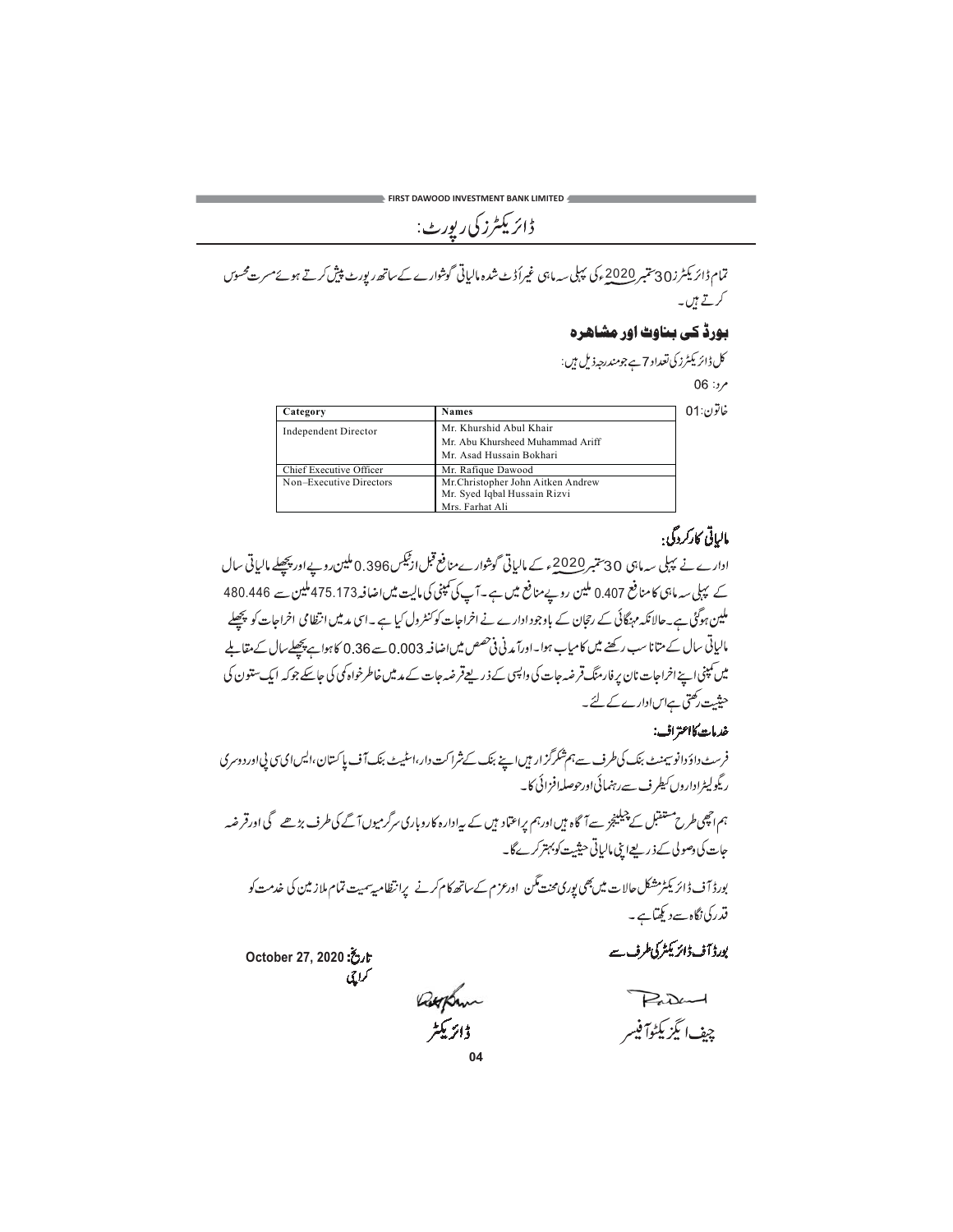# ڈائریکٹرز کی رپورٹ:

تمام ڈائریکٹرز 30 ستمبر 2020ء کی پہلی سہ ماہی غیر آڈٹ شدہ مالیاتی گوشوارے کے ساتھ رپورٹ پیش کرتے ہوئے مسرت محسوس کرتے ہیں۔

## بورڈ کی بناوٹ اور مشاہرہ

کل ڈائریکٹرز کی تعداد 7 ہے جو مندرجہ ذیل ہیں:

مرد: 06

خاتون: 01

| Category | Names |
|---|---|
| Independent Director | Mr. Khurshid Abul Khair<br>Mr. Abu Khursheed Muhammad Ariff<br>Mr. Asad Hussain Bokhari |
| Chief Executive Officer | Mr. Rafique Dawood |
| Non–Executive Directors | Mr.Christopher John Aitken Andrew<br>Mr. Syed Iqbal Hussain Rizvi<br>Mrs. Farhat Ali |

### مالیاتی کارکردگی:

ادارے نے پہلی سہ ماہی 30 ستمبر 2020ء کے مالیاتی گوشوارے منافع قبل از ٹیکس 0.396 ملین روپے اور پچھلے مالیاتی سال کے پہلی سہ ماہی کا منافع 0.407 ملین روپے منافع میں ہے۔ آپ کی کمپنی کی مالیت میں اضافہ 475.173 ملین سے 480.446 ملین ہوگئی ہے۔ حالانکہ مہنگائی کے رجحان کے باوجود ادارے نے اخراجات کو کنٹرول کیا ہے۔ اسی مد میں انتظامی اخراجات کو پچھلے مالیاتی سال کے متانا سب رکھنے میں کامیاب ہوا۔ اور آمدنی فی حصص میں اضافہ 0.003 سے 0.36 کا ہوا ہے پچھلے سال کے مقابلے میں کمپنی اپنے اخراجات نان پرفارمنگ قرضہ جات کی واپسی کے ذریعے قرضہ جات کے مد میں خاطر خواہ کمی کی جاسکے جو کہ ایک ستون کی حیثیت رکھتی ہے اس ادارے کے لئے۔

### خدمات کا اعتراف:

فرسٹ داؤد انویسمنٹ بنک کی طرف سے ہم شکر گزار ہیں اپنے بنک کے شراکت دار، اسٹیٹ بنک آف پاکستان، ایس ای سی پی اور دوسری ریگولیٹر اداروں کیطرف سے رہنمائی اور حوصلہ افزائی کا۔

ہم اچھی طرح مستقبل کے چیلنجز سے آگاہ ہیں اور ہم پر اعتماد ہیں کے یہ ادارہ کاروباری سرگرمیوں آگے کی طرف بڑھے گی اور قرضہ جات کی وصولی کے ذریعے اپنی مالیاتی حیثیت کو بہتر کرے گا۔

بورڈ آف ڈائریکٹر مشکل حالات میں بھی پوری محنت لگن اور عزم کے ساتھ کام کرنے پر انتظامیہ سمیت تمام ملازمین کی خدمت کو قدر کی نگاہ سے دیکھتا ہے۔

بورڈ آف ڈائریکٹر کی طرف سے

تاریخ: October 27, 2020

کراچی

چیف ایگزیکٹو آفیسر

ڈائریکٹر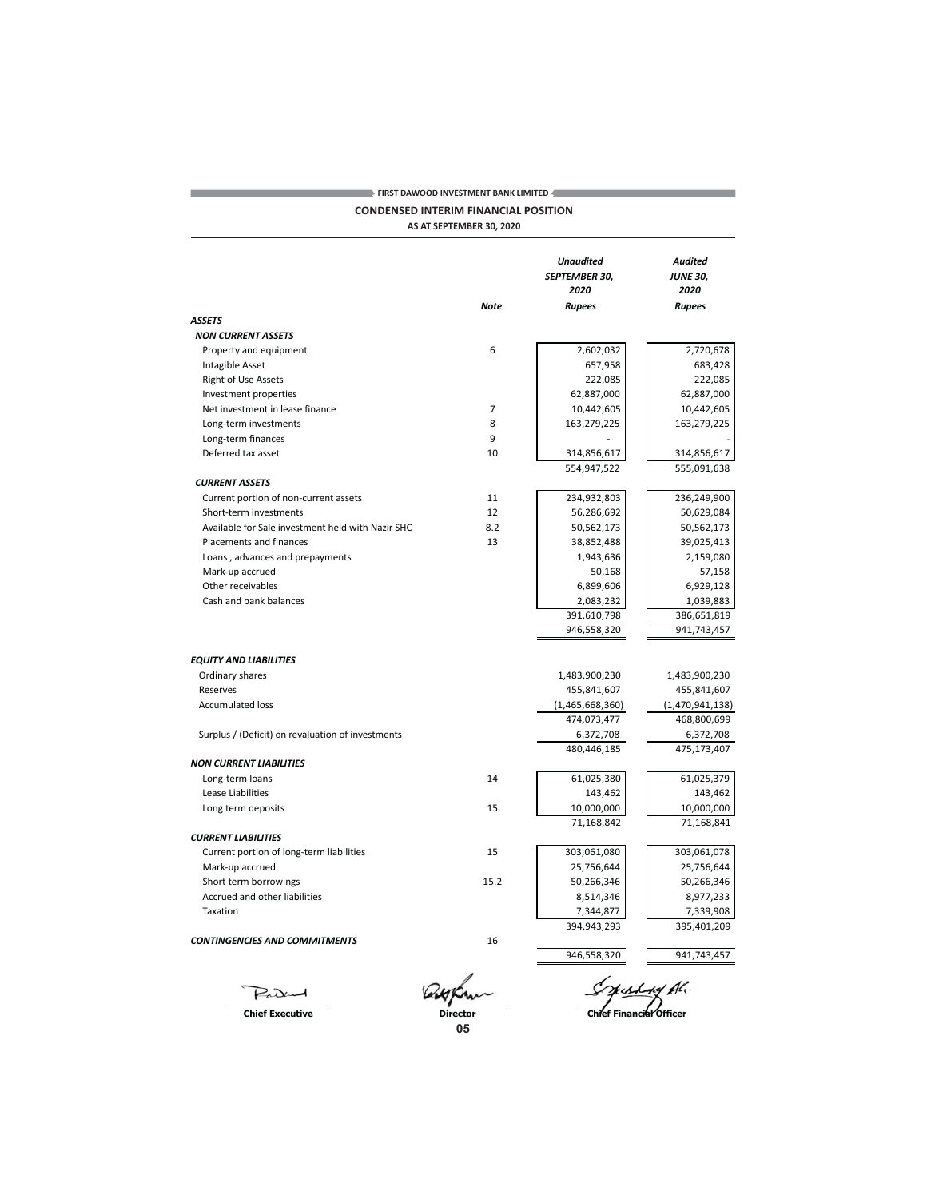# FIRST DAWOOD INVESTMENT BANK LIMITED

## CONDENSED INTERIM FINANCIAL POSITION

### AS AT SEPTEMBER 30, 2020

| | Note | *Unaudited* *SEPTEMBER 30, 2020* *Rupees* | *Audited* *JUNE 30, 2020* *Rupees* |
|---|---|---|---|
| ***ASSETS*** | | | |
| ***NON CURRENT ASSETS*** | | | |
| Property and equipment | 6 | 2,602,032 | 2,720,678 |
| Intagible Asset | | 657,958 | 683,428 |
| Right of Use Assets | | 222,085 | 222,085 |
| Investment properties | | 62,887,000 | 62,887,000 |
| Net investment in lease finance | 7 | 10,442,605 | 10,442,605 |
| Long-term investments | 8 | 163,279,225 | 163,279,225 |
| Long-term finances | 9 | - | - |
| Deferred tax asset | 10 | 314,856,617 | 314,856,617 |
| | | 554,947,522 | 555,091,638 |
| ***CURRENT ASSETS*** | | | |
| Current portion of non-current assets | 11 | 234,932,803 | 236,249,900 |
| Short-term investments | 12 | 56,286,692 | 50,629,084 |
| Available for Sale investment held with Nazir SHC | 8.2 | 50,562,173 | 50,562,173 |
| Placements and finances | 13 | 38,852,488 | 39,025,413 |
| Loans , advances and prepayments | | 1,943,636 | 2,159,080 |
| Mark-up accrued | | 50,168 | 57,158 |
| Other receivables | | 6,899,606 | 6,929,128 |
| Cash and bank balances | | 2,083,232 | 1,039,883 |
| | | 391,610,798 | 386,651,819 |
| | | 946,558,320 | 941,743,457 |
| ***EQUITY AND LIABILITIES*** | | | |
| Ordinary shares | | 1,483,900,230 | 1,483,900,230 |
| Reserves | | 455,841,607 | 455,841,607 |
| Accumulated loss | | (1,465,668,360) | (1,470,941,138) |
| | | 474,073,477 | 468,800,699 |
| Surplus / (Deficit) on revaluation of investments | | 6,372,708 | 6,372,708 |
| | | 480,446,185 | 475,173,407 |
| ***NON CURRENT LIABILITIES*** | | | |
| Long-term loans | 14 | 61,025,380 | 61,025,379 |
| Lease Liabilities | | 143,462 | 143,462 |
| Long term deposits | 15 | 10,000,000 | 10,000,000 |
| | | 71,168,842 | 71,168,841 |
| ***CURRENT LIABILITIES*** | | | |
| Current portion of long-term liabilities | 15 | 303,061,080 | 303,061,078 |
| Mark-up accrued | | 25,756,644 | 25,756,644 |
| Short term borrowings | 15.2 | 50,266,346 | 50,266,346 |
| Accrued and other liabilities | | 8,514,346 | 8,977,233 |
| Taxation | | 7,344,877 | 7,339,908 |
| | | 394,943,293 | 395,401,209 |
| ***CONTINGENCIES AND COMMITMENTS*** | 16 | | |
| | | 946,558,320 | 941,743,457 |

**Chief Executive** | **Director** | **Chief Financial Officer**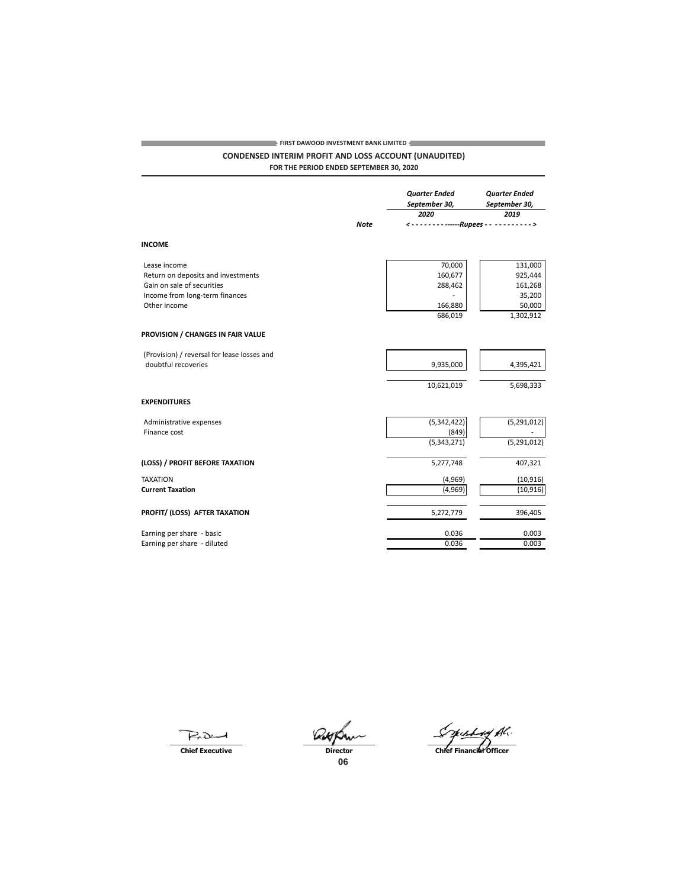FIRST DAWOOD INVESTMENT BANK LIMITED

## CONDENSED INTERIM PROFIT AND LOSS ACCOUNT (UNAUDITED)

**FOR THE PERIOD ENDED SEPTEMBER 30, 2020**

| | Note | *Quarter Ended September 30, 2020* | *Quarter Ended September 30, 2019* |
|---|---|---|---|
| | | *<---------------Rupees--------------->* | |
| **INCOME** | | | |
| Lease income | | 70,000 | 131,000 |
| Return on deposits and investments | | 160,677 | 925,444 |
| Gain on sale of securities | | 288,462 | 161,268 |
| Income from long-term finances | | - | 35,200 |
| Other income | | 166,880 | 50,000 |
| | | 686,019 | 1,302,912 |
| **PROVISION / CHANGES IN FAIR VALUE** | | | |
| (Provision) / reversal for lease losses and doubtful recoveries | | 9,935,000 | 4,395,421 |
| | | 10,621,019 | 5,698,333 |
| **EXPENDITURES** | | | |
| Administrative expenses | | (5,342,422) | (5,291,012) |
| Finance cost | | (849) | - |
| | | (5,343,271) | (5,291,012) |
| **(LOSS) / PROFIT BEFORE TAXATION** | | 5,277,748 | 407,321 |
| TAXATION | | (4,969) | (10,916) |
| **Current Taxation** | | (4,969) | (10,916) |
| **PROFIT/ (LOSS) AFTER TAXATION** | | 5,272,779 | 396,405 |
| Earning per share - basic | | 0.036 | 0.003 |
| Earning per share - diluted | | 0.036 | 0.003 |

**Chief Executive** **Director** **Chief Financial Officer**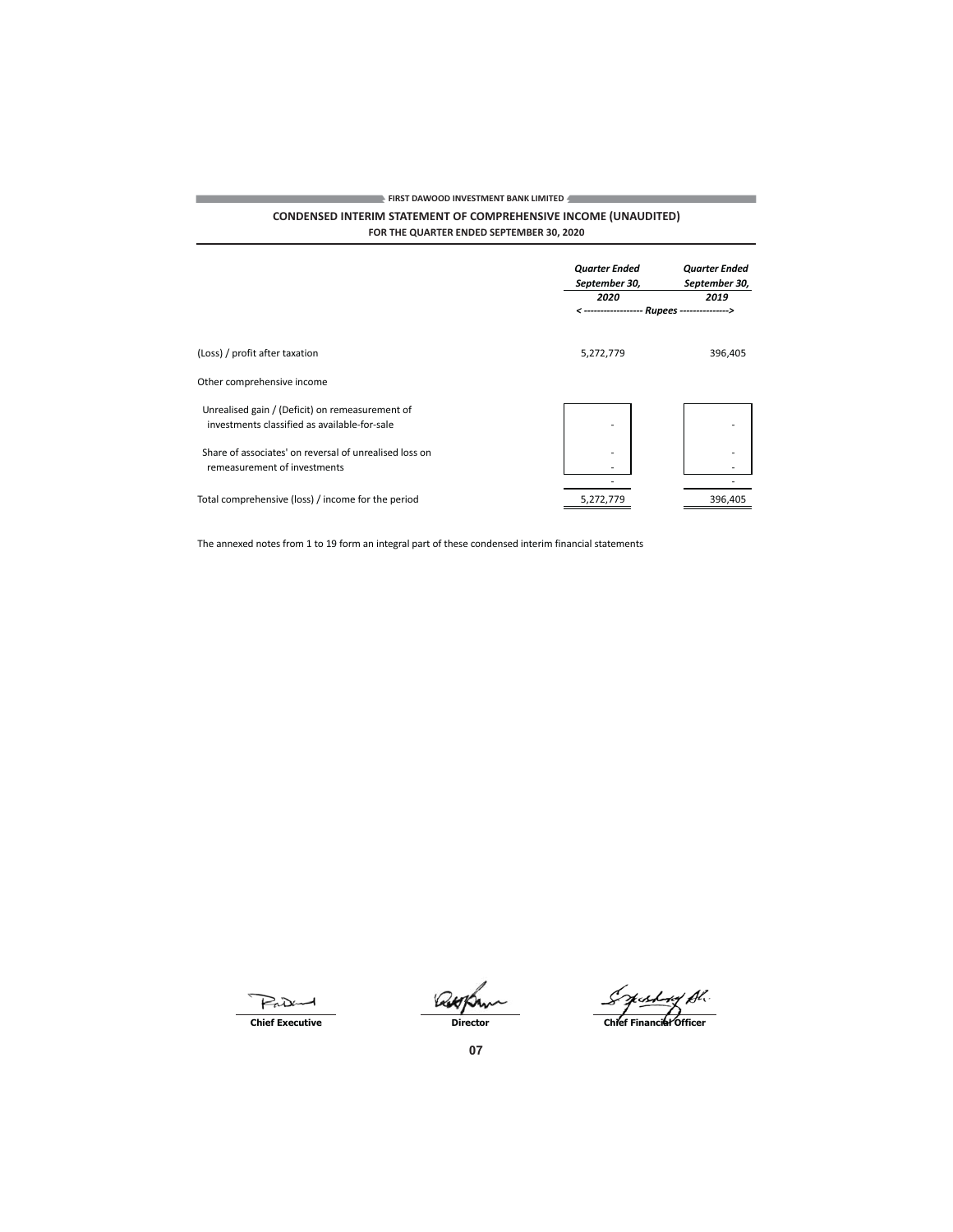FIRST DAWOOD INVESTMENT BANK LIMITED

## CONDENSED INTERIM STATEMENT OF COMPREHENSIVE INCOME (UNAUDITED)

### FOR THE QUARTER ENDED SEPTEMBER 30, 2020

| | *Quarter Ended September 30, 2020* | *Quarter Ended September 30, 2019* |
|---|---|---|
| | *<------------------ Rupees -------------->* | |
| (Loss) / profit after taxation | 5,272,779 | 396,405 |
| Other comprehensive income | | |
| Unrealised gain / (Deficit) on remeasurement of investments classified as available-for-sale | - | - |
| Share of associates' on reversal of unrealised loss on remeasurement of investments | - | - |
| | - | - |
| | - | - |
| Total comprehensive (loss) / income for the period | 5,272,779 | 396,405 |

The annexed notes from 1 to 19 form an integral part of these condensed interim financial statements

**Chief Executive** | **Director** | **Chief Financial Officer**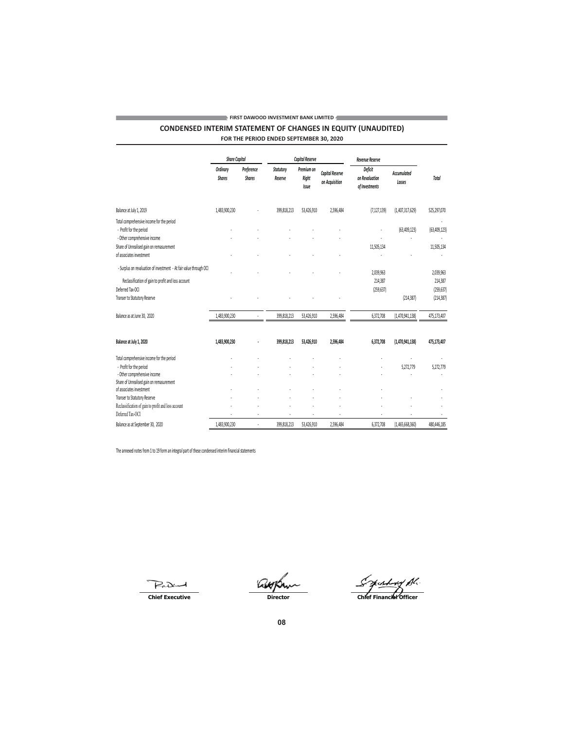FIRST DAWOOD INVESTMENT BANK LIMITED

## CONDENSED INTERIM STATEMENT OF CHANGES IN EQUITY (UNAUDITED)

### FOR THE PERIOD ENDED SEPTEMBER 30, 2020

| | *Share Capital* | | *Capital Reserve* | | | *Revenue Reserve* | | |
|---|---|---|---|---|---|---|---|---|
| | *Ordinary Shares* | *Preference Shares* | *Statutory Reserve* | *Premium on Right Issue* | *Capital Reserve on Acquisition* | *Deficit on Revaluation of Investments* | *Accumulated Losses* | *Total* |
| Balance at July 1, 2019 | 1,483,900,230 | - | 399,818,213 | 53,426,910 | 2,596,484 | (7,127,139) | (1,407,317,629) | 525,297,070 |
| Total comprehensive income for the period | | | | | | | | - |
| - Profit for the period | - | - | - | - | - | - | (63,409,123) | (63,409,123) |
| - Other comprehensive income | - | - | - | - | - | - | - | - |
| Share of Unrealised gain on remasurement | | | | | | 11,505,134 | | 11,505,134 |
| of associates investment | - | - | - | - | - | - | - | - |
| - Surplus on revaluation of investment - At fair value through OCI | - | - | - | - | - | 2,039,963 | | 2,039,963 |
| Reclassification of gain to profit and loss account | | | | | | 214,387 | | 214,387 |
| Deferred Tax-OCI | | | | | | (259,637) | | (259,637) |
| Transer to Statutory Reserve | - | - | - | - | - | | (214,387) | (214,387) |
| Balance as at June 30, 2020 | 1,483,900,230 | - | 399,818,213 | 53,426,910 | 2,596,484 | 6,372,708 | (1,470,941,138) | 475,173,407 |
| **Balance at July 1, 2020** | **1,483,900,230** | **-** | **399,818,213** | **53,426,910** | **2,596,484** | **6,372,708** | **(1,470,941,138)** | **475,173,407** |
| Total comprehensive income for the period | - | - | - | - | - | - | - | - |
| - Profit for the period | - | - | - | - | - | - | 5,272,779 | 5,272,779 |
| - Other comprehensive income | - | - | - | - | - | - | - | - |
| Share of Unrealised gain on remasurement of associates investment | - | - | - | - | - | - | | - |
| Transer to Statutory Reserve | - | - | - | - | - | - | - | - |
| Reclassification of gain to profit and loss account | - | - | - | - | - | - | - | - |
| Deferred Tax-OCI | - | - | - | - | - | - | - | - |
| Balance as at September 30, 2020 | 1,483,900,230 | - | 399,818,213 | 53,426,910 | 2,596,484 | 6,372,708 | (1,465,668,360) | 480,446,185 |

The annexed notes from 1 to 19 form an integral part of these condensed interim financial statements

**Chief Executive** | **Director** | **Chief Financial Officer**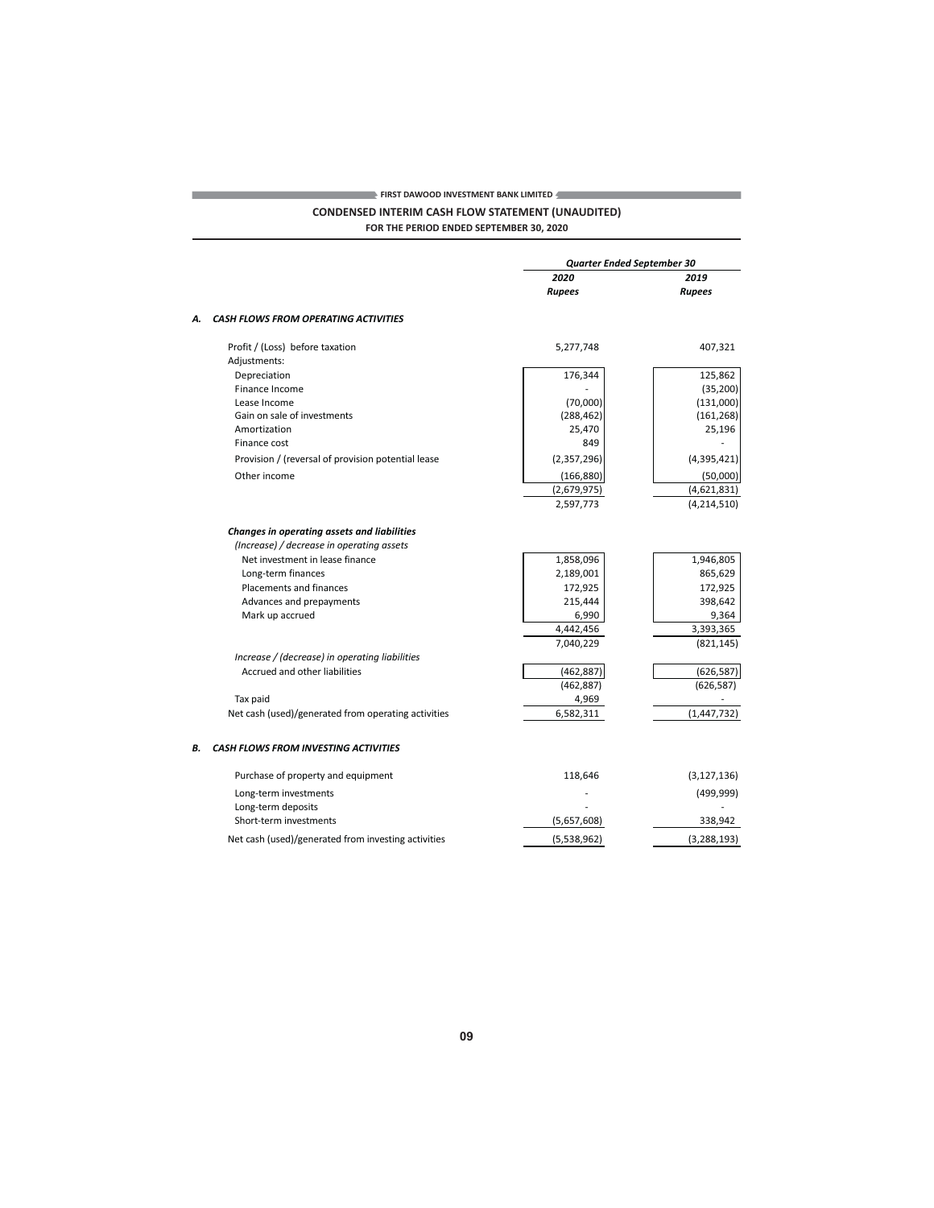FIRST DAWOOD INVESTMENT BANK LIMITED

## CONDENSED INTERIM CASH FLOW STATEMENT (UNAUDITED)

### FOR THE PERIOD ENDED SEPTEMBER 30, 2020

| | Quarter Ended September 30 | |
|---|---|---|
| | 2020 | 2019 |
| | Rupees | Rupees |
| ***A. CASH FLOWS FROM OPERATING ACTIVITIES*** | | |
| Profit / (Loss) before taxation | 5,277,748 | 407,321 |
| Adjustments: | | |
| Depreciation | 176,344 | 125,862 |
| Finance Income | - | (35,200) |
| Lease Income | (70,000) | (131,000) |
| Gain on sale of investments | (288,462) | (161,268) |
| Amortization | 25,470 | 25,196 |
| Finance cost | 849 | - |
| Provision / (reversal of provision potential lease | (2,357,296) | (4,395,421) |
| Other income | (166,880) | (50,000) |
| | (2,679,975) | (4,621,831) |
| | 2,597,773 | (4,214,510) |
| ***Changes in operating assets and liabilities*** | | |
| *(Increase) / decrease in operating assets* | | |
| Net investment in lease finance | 1,858,096 | 1,946,805 |
| Long-term finances | 2,189,001 | 865,629 |
| Placements and finances | 172,925 | 172,925 |
| Advances and prepayments | 215,444 | 398,642 |
| Mark up accrued | 6,990 | 9,364 |
| | 4,442,456 | 3,393,365 |
| | 7,040,229 | (821,145) |
| *Increase / (decrease) in operating liabilities* | | |
| Accrued and other liabilities | (462,887) | (626,587) |
| | (462,887) | (626,587) |
| Tax paid | 4,969 | - |
| Net cash (used)/generated from operating activities | 6,582,311 | (1,447,732) |
| ***B. CASH FLOWS FROM INVESTING ACTIVITIES*** | | |
| Purchase of property and equipment | 118,646 | (3,127,136) |
| Long-term investments | - | (499,999) |
| Long-term deposits | - | - |
| Short-term investments | (5,657,608) | 338,942 |
| Net cash (used)/generated from investing activities | (5,538,962) | (3,288,193) |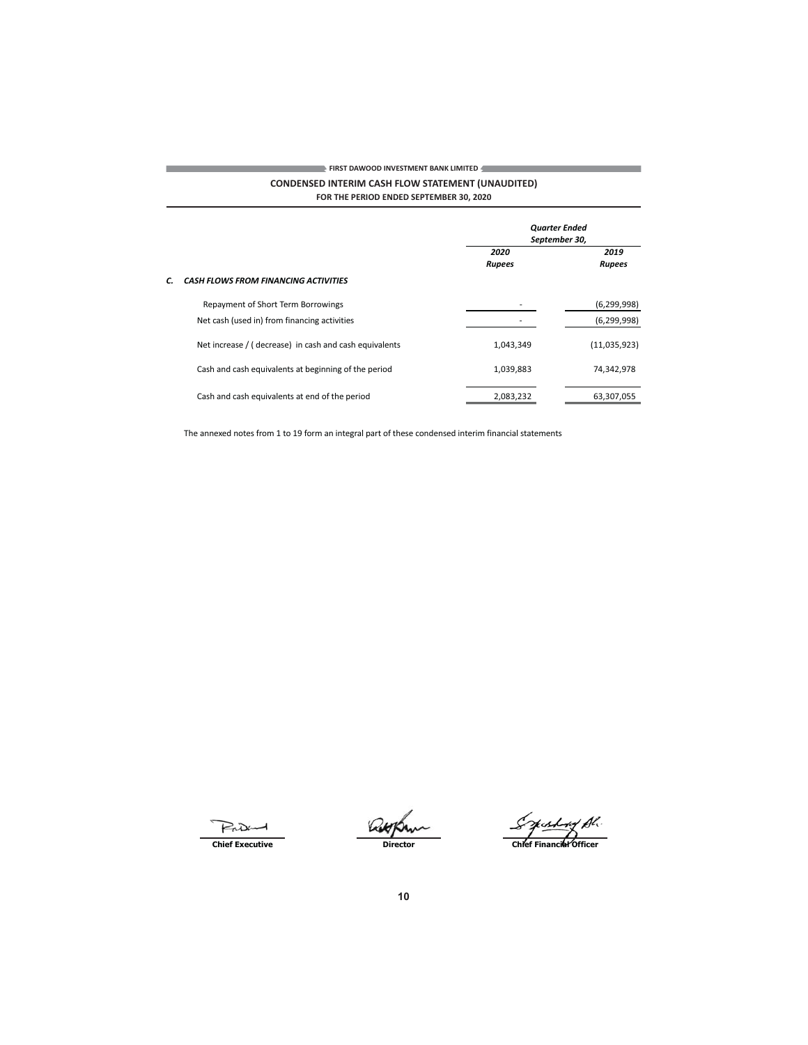FIRST DAWOOD INVESTMENT BANK LIMITED

## CONDENSED INTERIM CASH FLOW STATEMENT (UNAUDITED)

### FOR THE PERIOD ENDED SEPTEMBER 30, 2020

| | Quarter Ended September 30, | |
|---|---|---|
| | *2020* | *2019* |
| | *Rupees* | *Rupees* |
| ***C. CASH FLOWS FROM FINANCING ACTIVITIES*** | | |
| Repayment of Short Term Borrowings | - | (6,299,998) |
| Net cash (used in) from financing activities | - | (6,299,998) |
| Net increase / ( decrease) in cash and cash equivalents | 1,043,349 | (11,035,923) |
| Cash and cash equivalents at beginning of the period | 1,039,883 | 74,342,978 |
| Cash and cash equivalents at end of the period | 2,083,232 | 63,307,055 |

The annexed notes from 1 to 19 form an integral part of these condensed interim financial statements

**Chief Executive** | **Director** | **Chief Financial Officer**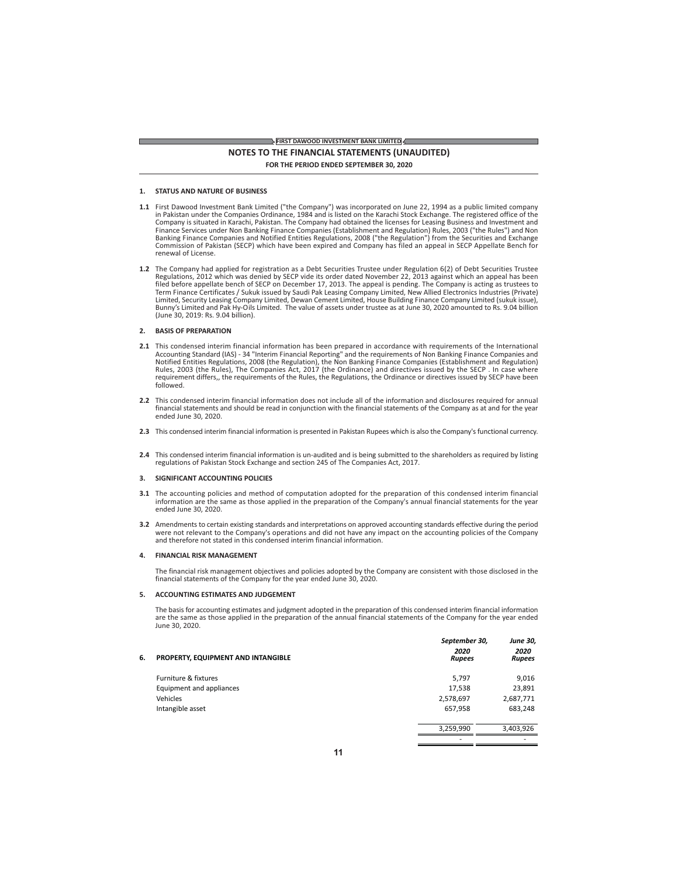# NOTES TO THE FINANCIAL STATEMENTS (UNAUDITED)

**FOR THE PERIOD ENDED SEPTEMBER 30, 2020**

## 1. STATUS AND NATURE OF BUSINESS

**1.1** First Dawood Investment Bank Limited ("the Company") was incorporated on June 22, 1994 as a public limited company in Pakistan under the Companies Ordinance, 1984 and is listed on the Karachi Stock Exchange. The registered office of the Company is situated in Karachi, Pakistan. The Company had obtained the licenses for Leasing Business and Investment and Finance Services under Non Banking Finance Companies (Establishment and Regulation) Rules, 2003 ("the Rules") and Non Banking Finance Companies and Notified Entities Regulations, 2008 ("the Regulation") from the Securities and Exchange Commission of Pakistan (SECP) which have been expired and Company has filed an appeal in SECP Appellate Bench for renewal of License.

**1.2** The Company had applied for registration as a Debt Securities Trustee under Regulation 6(2) of Debt Securities Trustee Regulations, 2012 which was denied by SECP vide its order dated November 22, 2013 against which an appeal has been filed before appellate bench of SECP on December 17, 2013. The appeal is pending. The Company is acting as trustees to Term Finance Certificates / Sukuk issued by Saudi Pak Leasing Company Limited, New Allied Electronics Industries (Private) Limited, Security Leasing Company Limited, Dewan Cement Limited, House Building Finance Company Limited (sukuk issue), Bunny's Limited and Pak Hy-Oils Limited. The value of assets under trustee as at June 30, 2020 amounted to Rs. 9.04 billion (June 30, 2019: Rs. 9.04 billion).

## 2. BASIS OF PREPARATION

**2.1** This condensed interim financial information has been prepared in accordance with requirements of the International Accounting Standard (IAS) - 34 "Interim Financial Reporting" and the requirements of Non Banking Finance Companies and Notified Entities Regulations, 2008 (the Regulation), the Non Banking Finance Companies (Establishment and Regulation) Rules, 2003 (the Rules), The Companies Act, 2017 (the Ordinance) and directives issued by the SECP . In case where requirement differs,, the requirements of the Rules, the Regulations, the Ordinance or directives issued by SECP have been followed.

**2.2** This condensed interim financial information does not include all of the information and disclosures required for annual financial statements and should be read in conjunction with the financial statements of the Company as at and for the year ended June 30, 2020.

**2.3** This condensed interim financial information is presented in Pakistan Rupees which is also the Company's functional currency.

**2.4** This condensed interim financial information is un-audited and is being submitted to the shareholders as required by listing regulations of Pakistan Stock Exchange and section 245 of The Companies Act, 2017.

## 3. SIGNIFICANT ACCOUNTING POLICIES

**3.1** The accounting policies and method of computation adopted for the preparation of this condensed interim financial information are the same as those applied in the preparation of the Company's annual financial statements for the year ended June 30, 2020.

**3.2** Amendments to certain existing standards and interpretations on approved accounting standards effective during the period were not relevant to the Company's operations and did not have any impact on the accounting policies of the Company and therefore not stated in this condensed interim financial information.

## 4. FINANCIAL RISK MANAGEMENT

The financial risk management objectives and policies adopted by the Company are consistent with those disclosed in the financial statements of the Company for the year ended June 30, 2020.

## 5. ACCOUNTING ESTIMATES AND JUDGEMENT

The basis for accounting estimates and judgment adopted in the preparation of this condensed interim financial information are the same as those applied in the preparation of the annual financial statements of the Company for the year ended June 30, 2020.

## 6. PROPERTY, EQUIPMENT AND INTANGIBLE

| | *September 30, 2020 Rupees* | *June 30, 2020 Rupees* |
|---|---|---|
| Furniture & fixtures | 5,797 | 9,016 |
| Equipment and appliances | 17,538 | 23,891 |
| Vehicles | 2,578,697 | 2,687,771 |
| Intangible asset | 657,958 | 683,248 |
| | 3,259,990 | 3,403,926 |
| | - | - |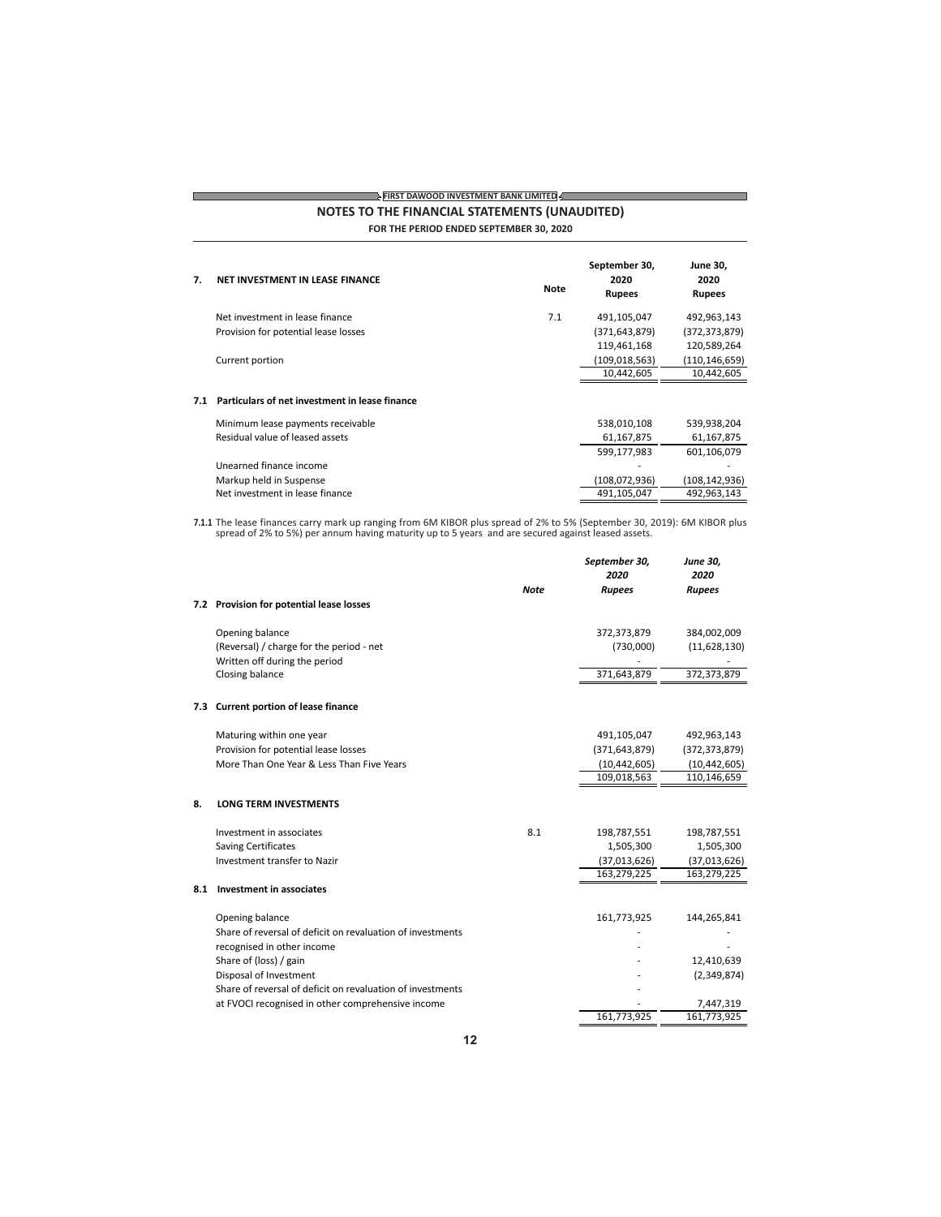**FIRST DAWOOD INVESTMENT BANK LIMITED**

## NOTES TO THE FINANCIAL STATEMENTS (UNAUDITED)

**FOR THE PERIOD ENDED SEPTEMBER 30, 2020**

| | | Note | September 30, 2020 Rupees | June 30, 2020 Rupees |
|---|---|---|---|---|
| **7.** | **NET INVESTMENT IN LEASE FINANCE** | | | |
| | Net investment in lease finance | 7.1 | 491,105,047 | 492,963,143 |
| | Provision for potential lease losses | | (371,643,879) | (372,373,879) |
| | | | 119,461,168 | 120,589,264 |
| | Current portion | | (109,018,563) | (110,146,659) |
| | | | 10,442,605 | 10,442,605 |
| **7.1** | **Particulars of net investment in lease finance** | | | |
| | Minimum lease payments receivable | | 538,010,108 | 539,938,204 |
| | Residual value of leased assets | | 61,167,875 | 61,167,875 |
| | | | 599,177,983 | 601,106,079 |
| | Unearned finance income | | - | - |
| | Markup held in Suspense | | (108,072,936) | (108,142,936) |
| | Net investment in lease finance | | 491,105,047 | 492,963,143 |

**7.1.1** The lease finances carry mark up ranging from 6M KIBOR plus spread of 2% to 5% (September 30, 2019): 6M KIBOR plus spread of 2% to 5%) per annum having maturity up to 5 years and are secured against leased assets.

| | | Note | *September 30, 2020 Rupees* | *June 30, 2020 Rupees* |
|---|---|---|---|---|
| **7.2** | **Provision for potential lease losses** | | | |
| | Opening balance | | 372,373,879 | 384,002,009 |
| | (Reversal) / charge for the period - net | | (730,000) | (11,628,130) |
| | Written off during the period | | - | - |
| | Closing balance | | 371,643,879 | 372,373,879 |
| **7.3** | **Current portion of lease finance** | | | |
| | Maturing within one year | | 491,105,047 | 492,963,143 |
| | Provision for potential lease losses | | (371,643,879) | (372,373,879) |
| | More Than One Year & Less Than Five Years | | (10,442,605) | (10,442,605) |
| | | | 109,018,563 | 110,146,659 |
| **8.** | **LONG TERM INVESTMENTS** | | | |
| | Investment in associates | 8.1 | 198,787,551 | 198,787,551 |
| | Saving Certificates | | 1,505,300 | 1,505,300 |
| | Investment transfer to Nazir | | (37,013,626) | (37,013,626) |
| | | | 163,279,225 | 163,279,225 |
| **8.1** | **Investment in associates** | | | |
| | Opening balance | | 161,773,925 | 144,265,841 |
| | Share of reversal of deficit on revaluation of investments | | - | - |
| | recognised in other income | | - | - |
| | Share of (loss) / gain | | - | 12,410,639 |
| | Disposal of Investment | | - | (2,349,874) |
| | Share of reversal of deficit on revaluation of investments | | - | |
| | at FVOCI recognised in other comprehensive income | | - | 7,447,319 |
| | | | 161,773,925 | 161,773,925 |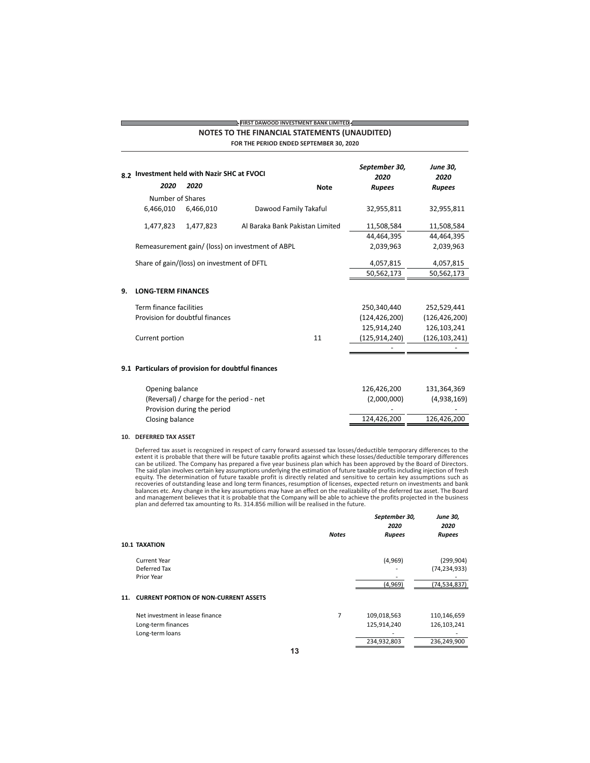**FIRST DAWOOD INVESTMENT BANK LIMITED**

## NOTES TO THE FINANCIAL STATEMENTS (UNAUDITED)

**FOR THE PERIOD ENDED SEPTEMBER 30, 2020**

### 8.2 Investment held with Nazir SHC at FVOCI

| 2020 | 2020 | | Note | September 30, 2020 Rupees | June 30, 2020 Rupees |
|---|---|---|---|---|---|
| Number of Shares | | | | | |
| 6,466,010 | 6,466,010 | Dawood Family Takaful | | 32,955,811 | 32,955,811 |
| 1,477,823 | 1,477,823 | Al Baraka Bank Pakistan Limited | | 11,508,584 | 11,508,584 |
| | | | | 44,464,395 | 44,464,395 |
| Remeasurement gain/ (loss) on investment of ABPL | | | | 2,039,963 | 2,039,963 |
| Share of gain/(loss) on investment of DFTL | | | | 4,057,815 | 4,057,815 |
| | | | | 50,562,173 | 50,562,173 |

### 9. LONG-TERM FINANCES

| | Note | September 30, 2020 Rupees | June 30, 2020 Rupees |
|---|---|---|---|
| Term finance facilities | | 250,340,440 | 252,529,441 |
| Provision for doubtful finances | | (124,426,200) | (126,426,200) |
| | | 125,914,240 | 126,103,241 |
| Current portion | 11 | (125,914,240) | (126,103,241) |
| | | - | - |

### 9.1 Particulars of provision for doubtful finances

| | September 30, 2020 Rupees | June 30, 2020 Rupees |
|---|---|---|
| Opening balance | 126,426,200 | 131,364,369 |
| (Reversal) / charge for the period - net | (2,000,000) | (4,938,169) |
| Provision during the period | - | - |
| Closing balance | 124,426,200 | 126,426,200 |

### 10. DEFERRED TAX ASSET

Deferred tax asset is recognized in respect of carry forward assessed tax losses/deductible temporary differences to the extent it is probable that there will be future taxable profits against which these losses/deductible temporary differences can be utilized. The Company has prepared a five year business plan which has been approved by the Board of Directors. The said plan involves certain key assumptions underlying the estimation of future taxable profits including injection of fresh equity. The determination of future taxable profit is directly related and sensitive to certain key assumptions such as recoveries of outstanding lease and long term finances, resumption of licenses, expected return on investments and bank balances etc. Any change in the key assumptions may have an effect on the realizability of the deferred tax asset. The Board and management believes that it is probable that the Company will be able to achieve the profits projected in the business plan and deferred tax amounting to Rs. 314.856 million will be realised in the future.

| | Notes | September 30, 2020 Rupees | June 30, 2020 Rupees |
|---|---|---|---|
| **10.1 TAXATION** | | | |
| Current Year | | (4,969) | (299,904) |
| Deferred Tax | | - | (74,234,933) |
| Prior Year | | - | - |
| | | (4,969) | (74,534,837) |

### 11. CURRENT PORTION OF NON-CURRENT ASSETS

| | Notes | September 30, 2020 Rupees | June 30, 2020 Rupees |
|---|---|---|---|
| Net investment in lease finance | 7 | 109,018,563 | 110,146,659 |
| Long-term finances | | 125,914,240 | 126,103,241 |
| Long-term loans | | - | - |
| | | 234,932,803 | 236,249,900 |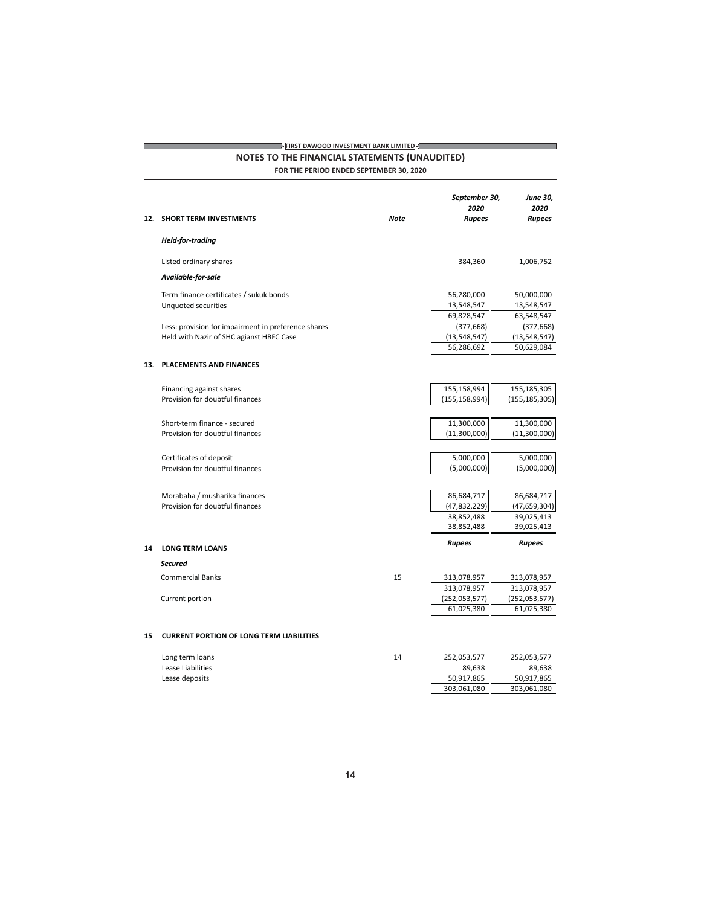## FIRST DAWOOD INVESTMENT BANK LIMITED

## NOTES TO THE FINANCIAL STATEMENTS (UNAUDITED)

**FOR THE PERIOD ENDED SEPTEMBER 30, 2020**

| | Note | *September 30, 2020* *Rupees* | *June 30, 2020* *Rupees* |
|---|---|---|---|
| **12. SHORT TERM INVESTMENTS** | | | |
| ***Held-for-trading*** | | | |
| Listed ordinary shares | | 384,360 | 1,006,752 |
| ***Available-for-sale*** | | | |
| Term finance certificates / sukuk bonds | | 56,280,000 | 50,000,000 |
| Unquoted securities | | 13,548,547 | 13,548,547 |
| | | 69,828,547 | 63,548,547 |
| Less: provision for impairment in preference shares | | (377,668) | (377,668) |
| Held with Nazir of SHC agianst HBFC Case | | (13,548,547) | (13,548,547) |
| | | 56,286,692 | 50,629,084 |
| **13. PLACEMENTS AND FINANCES** | | | |
| Financing against shares | | 155,158,994 | 155,185,305 |
| Provision for doubtful finances | | (155,158,994) | (155,185,305) |
| Short-term finance - secured | | 11,300,000 | 11,300,000 |
| Provision for doubtful finances | | (11,300,000) | (11,300,000) |
| Certificates of deposit | | 5,000,000 | 5,000,000 |
| Provision for doubtful finances | | (5,000,000) | (5,000,000) |
| Morabaha / musharika finances | | 86,684,717 | 86,684,717 |
| Provision for doubtful finances | | (47,832,229) | (47,659,304) |
| | | 38,852,488 | 39,025,413 |
| | | 38,852,488 | 39,025,413 |

| | Note | *Rupees* | *Rupees* |
|---|---|---|---|
| **14 LONG TERM LOANS** | | | |
| ***Secured*** | | | |
| Commercial Banks | 15 | 313,078,957 | 313,078,957 |
| | | 313,078,957 | 313,078,957 |
| Current portion | | (252,053,577) | (252,053,577) |
| | | 61,025,380 | 61,025,380 |
| **15 CURRENT PORTION OF LONG TERM LIABILITIES** | | | |
| Long term loans | 14 | 252,053,577 | 252,053,577 |
| Lease Liabilities | | 89,638 | 89,638 |
| Lease deposits | | 50,917,865 | 50,917,865 |
| | | 303,061,080 | 303,061,080 |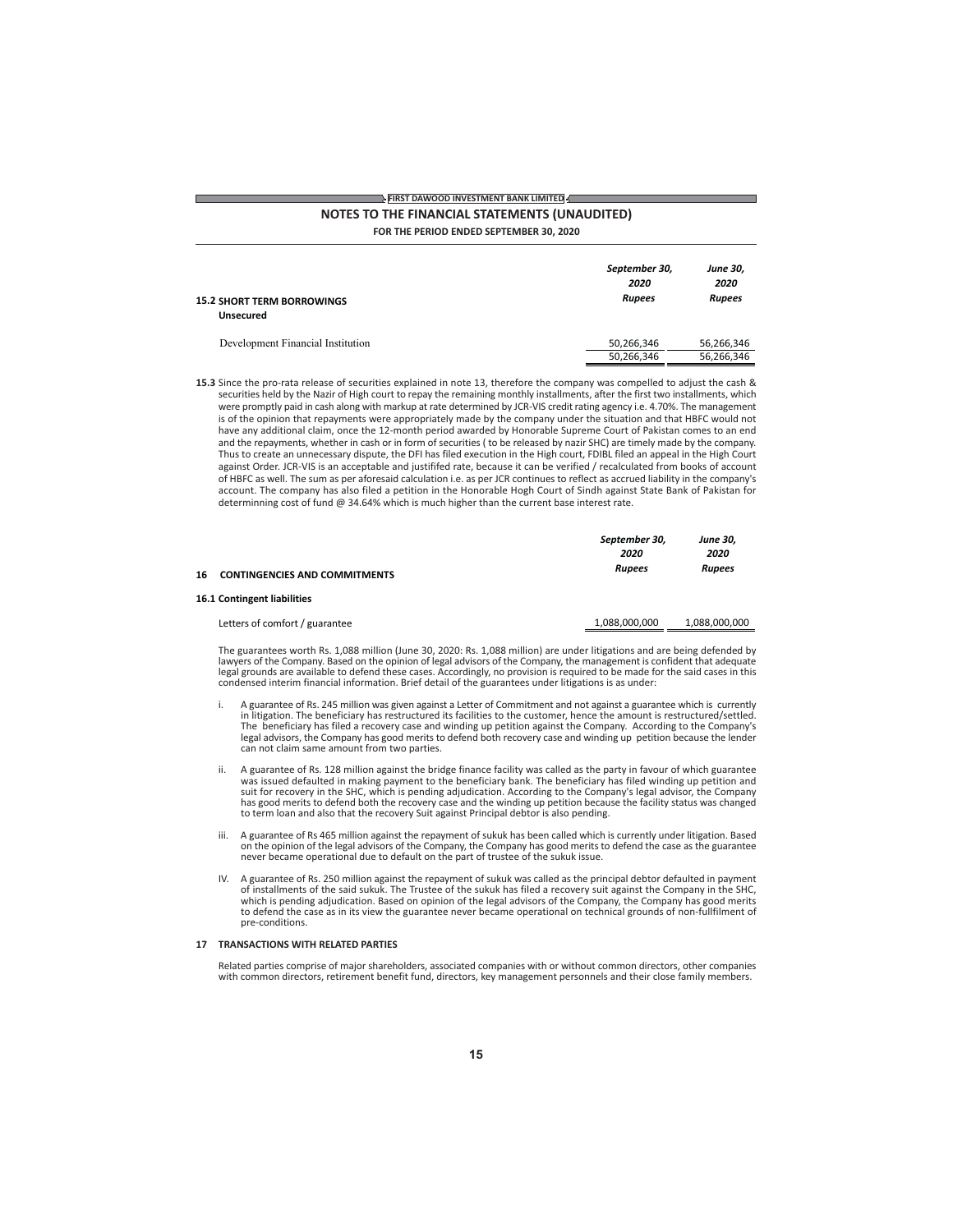## 15.2 SHORT TERM BORROWINGS

| | September 30, 2020 | June 30, 2020 |
|---|---|---|
| | Rupees | Rupees |
| **Unsecured** | | |
| Development Financial Institution | 50,266,346 | 56,266,346 |
| | 50,266,346 | 56,266,346 |

**15.3** Since the pro-rata release of securities explained in note 13, therefore the company was compelled to adjust the cash & securities held by the Nazir of High court to repay the remaining monthly installments, after the first two installments, which were promptly paid in cash along with markup at rate determined by JCR-VIS credit rating agency i.e. 4.70%. The management is of the opinion that repayments were appropriately made by the company under the situation and that HBFC would not have any additional claim, once the 12-month period awarded by Honorable Supreme Court of Pakistan comes to an end and the repayments, whether in cash or in form of securities ( to be released by nazir SHC) are timely made by the company. Thus to create an unnecessary dispute, the DFI has filed execution in the High court, FDIBL filed an appeal in the High Court against Order. JCR-VIS is an acceptable and justifed rate, because it can be verified / recalculated from books of account of HBFC as well. The sum as per aforesaid calculation i.e. as per JCR continues to reflect as accrued liability in the company's account. The company has also filed a petition in the Honorable Hogh Court of Sindh against State Bank of Pakistan for determinning cost of fund @ 34.64% which is much higher than the current base interest rate.

## 16 CONTINGENCIES AND COMMITMENTS

### 16.1 Contingent liabilities

| | September 30, 2020 | June 30, 2020 |
|---|---|---|
| | Rupees | Rupees |
| Letters of comfort / guarantee | 1,088,000,000 | 1,088,000,000 |

The guarantees worth Rs. 1,088 million (June 30, 2020: Rs. 1,088 million) are under litigations and are being defended by lawyers of the Company. Based on the opinion of legal advisors of the Company, the management is confident that adequate legal grounds are available to defend these cases. Accordingly, no provision is required to be made for the said cases in this condensed interim financial information. Brief detail of the guarantees under litigations is as under:

i. A guarantee of Rs. 245 million was given against a Letter of Commitment and not against a guarantee which is currently in litigation. The beneficiary has restructured its facilities to the customer, hence the amount is restructured/settled. The beneficiary has filed a recovery case and winding up petition against the Company. According to the Company's legal advisors, the Company has good merits to defend both recovery case and winding up petition because the lender can not claim same amount from two parties.

ii. A guarantee of Rs. 128 million against the bridge finance facility was called as the party in favour of which guarantee was issued defaulted in making payment to the beneficiary bank. The beneficiary has filed winding up petition and suit for recovery in the SHC, which is pending adjudication. According to the Company's legal advisor, the Company has good merits to defend both the recovery case and the winding up petition because the facility status was changed to term loan and also that the recovery Suit against Principal debtor is also pending.

iii. A guarantee of Rs 465 million against the repayment of sukuk has been called which is currently under litigation. Based on the opinion of the legal advisors of the Company, the Company has good merits to defend the case as the guarantee never became operational due to default on the part of trustee of the sukuk issue.

IV. A guarantee of Rs. 250 million against the repayment of sukuk was called as the principal debtor defaulted in payment of installments of the said sukuk. The Trustee of the sukuk has filed a recovery suit against the Company in the SHC, which is pending adjudication. Based on opinion of the legal advisors of the Company, the Company has good merits to defend the case as in its view the guarantee never became operational on technical grounds of non-fullfilment of pre-conditions.

## 17 TRANSACTIONS WITH RELATED PARTIES

Related parties comprise of major shareholders, associated companies with or without common directors, other companies with common directors, retirement benefit fund, directors, key management personnels and their close family members.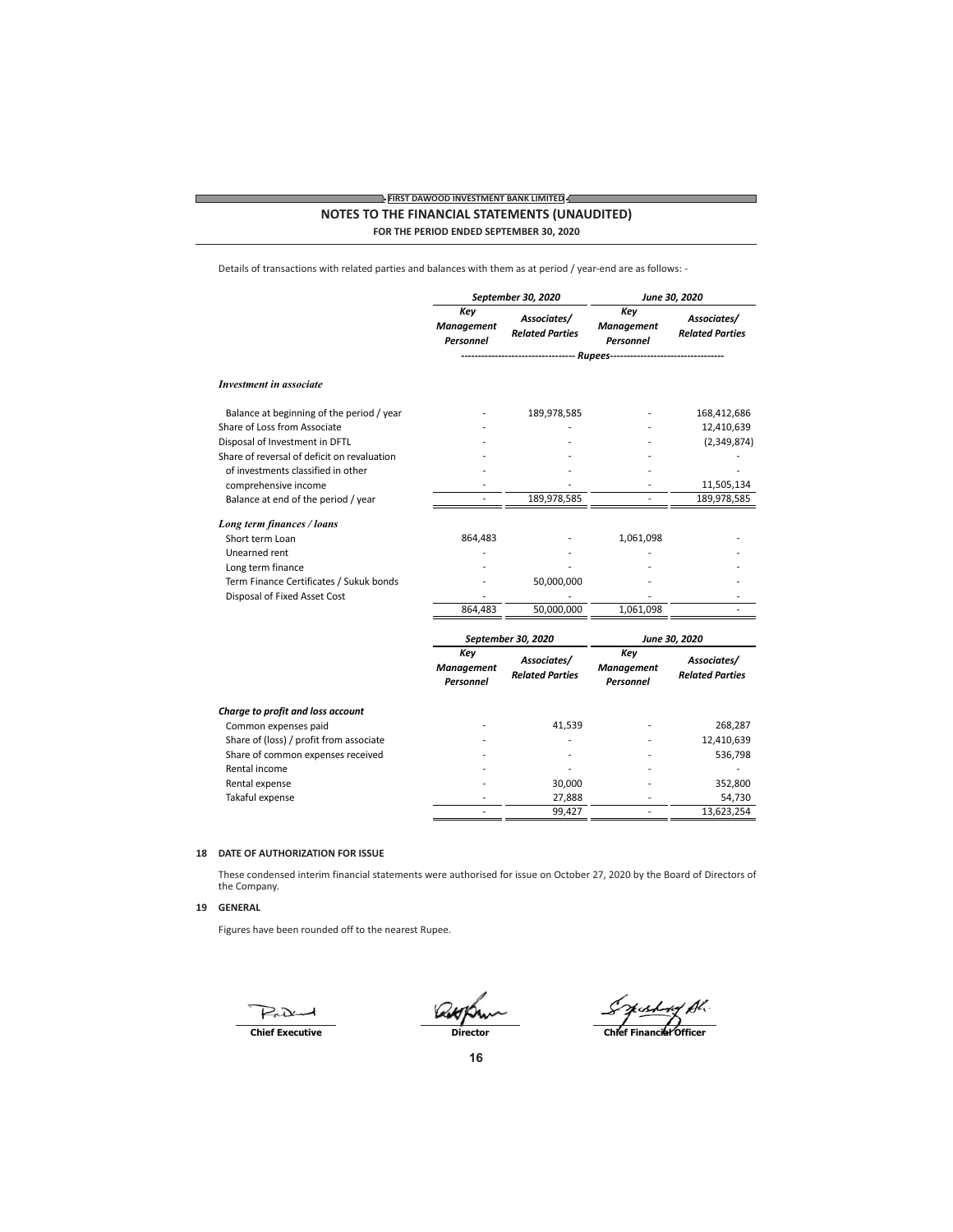## NOTES TO THE FINANCIAL STATEMENTS (UNAUDITED)

**FOR THE PERIOD ENDED SEPTEMBER 30, 2020**

Details of transactions with related parties and balances with them as at period / year-end are as follows: -

| | *September 30, 2020* | | *June 30, 2020* | |
|---|---|---|---|---|
| | *Key Management Personnel* | *Associates/ Related Parties* | *Key Management Personnel* | *Associates/ Related Parties* |
| | ---------- | **Rupees** | ---------- | |
| ***Investment in associate*** | | | | |
| Balance at beginning of the period / year | - | 189,978,585 | - | 168,412,686 |
| Share of Loss from Associate | - | - | - | 12,410,639 |
| Disposal of Investment in DFTL | - | - | - | (2,349,874) |
| Share of reversal of deficit on revaluation | - | - | - | - |
| of investments classified in other | - | - | - | - |
| comprehensive income | - | - | - | 11,505,134 |
| Balance at end of the period / year | - | 189,978,585 | - | 189,978,585 |
| ***Long term finances / loans*** | | | | |
| Short term Loan | 864,483 | - | 1,061,098 | - |
| Unearned rent | - | - | - | - |
| Long term finance | - | - | - | - |
| Term Finance Certificates / Sukuk bonds | - | 50,000,000 | - | - |
| Disposal of Fixed Asset Cost | - | - | - | - |
| | 864,483 | 50,000,000 | 1,061,098 | - |

| | *September 30, 2020* | | *June 30, 2020* | |
|---|---|---|---|---|
| | *Key Management Personnel* | *Associates/ Related Parties* | *Key Management Personnel* | *Associates/ Related Parties* |
| ***Charge to profit and loss account*** | | | | |
| Common expenses paid | - | 41,539 | - | 268,287 |
| Share of (loss) / profit from associate | - | - | - | 12,410,639 |
| Share of common expenses received | - | - | - | 536,798 |
| Rental income | - | - | - | - |
| Rental expense | - | 30,000 | - | 352,800 |
| Takaful expense | - | 27,888 | - | 54,730 |
| | - | 99,427 | - | 13,623,254 |

**18 DATE OF AUTHORIZATION FOR ISSUE**

These condensed interim financial statements were authorised for issue on October 27, 2020 by the Board of Directors of the Company.

**19 GENERAL**

Figures have been rounded off to the nearest Rupee.

**Chief Executive** | **Director** | **Chief Financial Officer**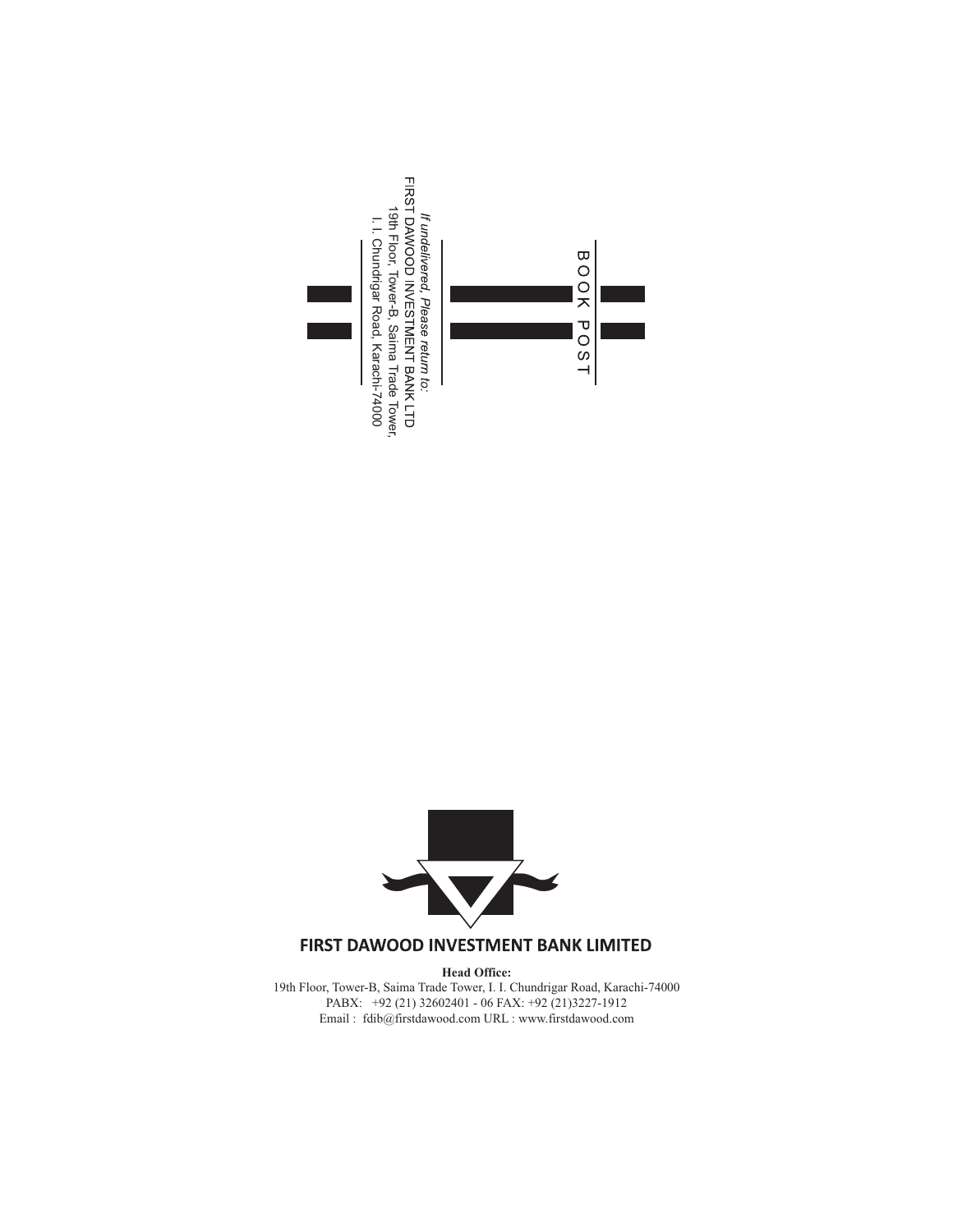BOOK POST

*If undelivered, Please return to:*
FIRST DAWOOD INVESTMENT BANK LTD
19th Floor, Tower-B, Saima Trade Tower,
I. I. Chundrigar Road, Karachi-74000

**FIRST DAWOOD INVESTMENT BANK LIMITED**

**Head Office:**
19th Floor, Tower-B, Saima Trade Tower, I. I. Chundrigar Road, Karachi-74000
PABX: +92 (21) 32602401 - 06 FAX: +92 (21)3227-1912
Email : fdib@firstdawood.com URL : www.firstdawood.com